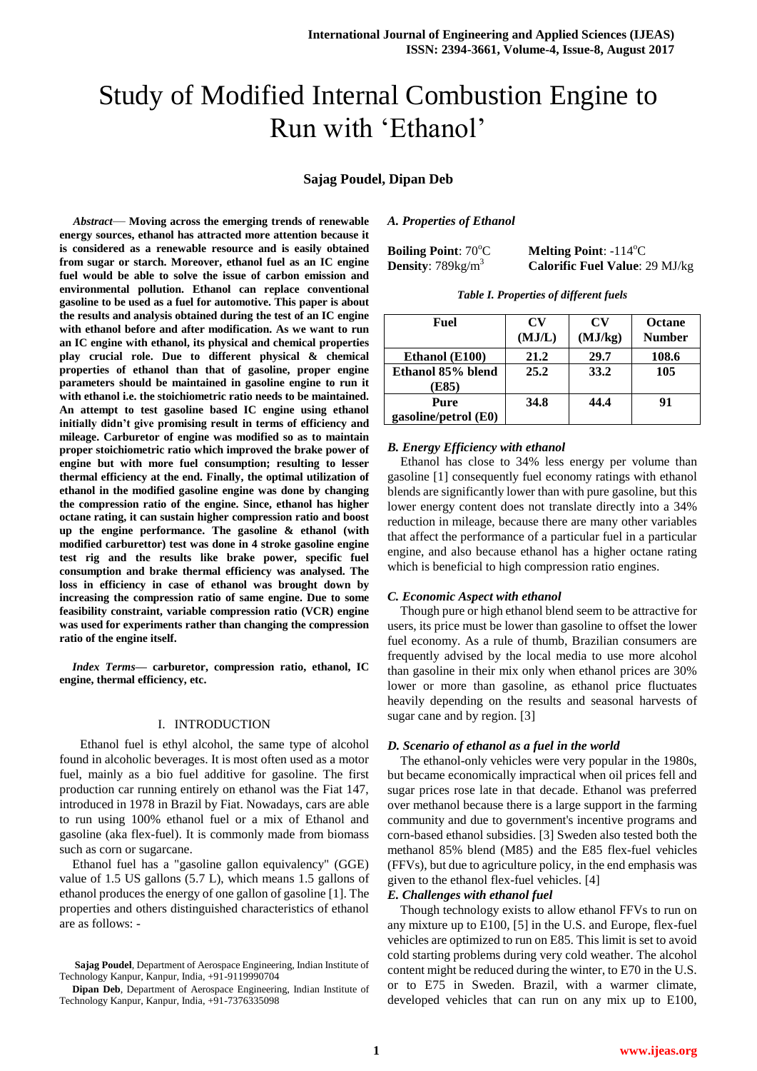# Study of Modified Internal Combustion Engine to Run with 'Ethanol'

**Sajag Poudel, Dipan Deb**

***Abstract*— Moving across the emerging trends of renewable energy sources, ethanol has attracted more attention because it is considered as a renewable resource and is easily obtained from sugar or starch. Moreover, ethanol fuel as an IC engine fuel would be able to solve the issue of carbon emission and environmental pollution. Ethanol can replace conventional gasoline to be used as a fuel for automotive. This paper is about the results and analysis obtained during the test of an IC engine with ethanol before and after modification. As we want to run an IC engine with ethanol, its physical and chemical properties play crucial role. Due to different physical & chemical properties of ethanol than that of gasoline, proper engine parameters should be maintained in gasoline engine to run it with ethanol i.e. the stoichiometric ratio needs to be maintained. An attempt to test gasoline based IC engine using ethanol initially didn't give promising result in terms of efficiency and mileage. Carburetor of engine was modified so as to maintain proper stoichiometric ratio which improved the brake power of engine but with more fuel consumption; resulting to lesser thermal efficiency at the end. Finally, the optimal utilization of ethanol in the modified gasoline engine was done by changing the compression ratio of the engine. Since, ethanol has higher octane rating, it can sustain higher compression ratio and boost up the engine performance. The gasoline & ethanol (with modified carburettor) test was done in 4 stroke gasoline engine test rig and the results like brake power, specific fuel consumption and brake thermal efficiency was analysed. The loss in efficiency in case of ethanol was brought down by increasing the compression ratio of same engine. Due to some feasibility constraint, variable compression ratio (VCR) engine was used for experiments rather than changing the compression ratio of the engine itself.**

***Index Terms*— carburetor, compression ratio, ethanol, IC engine, thermal efficiency, etc.**

## I. INTRODUCTION

Ethanol fuel is ethyl alcohol, the same type of alcohol found in alcoholic beverages. It is most often used as a motor fuel, mainly as a bio fuel additive for gasoline. The first production car running entirely on ethanol was the Fiat 147, introduced in 1978 in Brazil by Fiat. Nowadays, cars are able to run using 100% ethanol fuel or a mix of Ethanol and gasoline (aka flex-fuel). It is commonly made from biomass such as corn or sugarcane.

Ethanol fuel has a "gasoline gallon equivalency" (GGE) value of 1.5 US gallons (5.7 L), which means 1.5 gallons of ethanol produces the energy of one gallon of gasoline [1]. The properties and others distinguished characteristics of ethanol are as follows: -

Sajag Poudel, Department of Aerospace Engineering, Indian Institute of Technology Kanpur, Kanpur, India, +91-9119990704

Dipan Deb, Department of Aerospace Engineering, Indian Institute of Technology Kanpur, Kanpur, India, +91-7376335098

### *A. Properties of Ethanol*

**Boiling Point**: 70°C  **Melting Point**: -114°C

**Density**: 789kg/m$^3$  **Calorific Fuel Value**: 29 MJ/kg

*Table I. Properties of different fuels*

| Fuel | CV (MJ/L) | CV (MJ/kg) | Octane Number |
|---|---|---|---|
| Ethanol (E100) | 21.2 | 29.7 | 108.6 |
| Ethanol 85% blend (E85) | 25.2 | 33.2 | 105 |
| Pure gasoline/petrol (E0) | 34.8 | 44.4 | 91 |

### *B. Energy Efficiency with ethanol*

Ethanol has close to 34% less energy per volume than gasoline [1] consequently fuel economy ratings with ethanol blends are significantly lower than with pure gasoline, but this lower energy content does not translate directly into a 34% reduction in mileage, because there are many other variables that affect the performance of a particular fuel in a particular engine, and also because ethanol has a higher octane rating which is beneficial to high compression ratio engines.

### *C. Economic Aspect with ethanol*

Though pure or high ethanol blend seem to be attractive for users, its price must be lower than gasoline to offset the lower fuel economy. As a rule of thumb, Brazilian consumers are frequently advised by the local media to use more alcohol than gasoline in their mix only when ethanol prices are 30% lower or more than gasoline, as ethanol price fluctuates heavily depending on the results and seasonal harvests of sugar cane and by region. [3]

### *D. Scenario of ethanol as a fuel in the world*

The ethanol-only vehicles were very popular in the 1980s, but became economically impractical when oil prices fell and sugar prices rose late in that decade. Ethanol was preferred over methanol because there is a large support in the farming community and due to government's incentive programs and corn-based ethanol subsidies. [3] Sweden also tested both the methanol 85% blend (M85) and the E85 flex-fuel vehicles (FFVs), but due to agriculture policy, in the end emphasis was given to the ethanol flex-fuel vehicles. [4]

### *E. Challenges with ethanol fuel*

Though technology exists to allow ethanol FFVs to run on any mixture up to E100, [5] in the U.S. and Europe, flex-fuel vehicles are optimized to run on E85. This limit is set to avoid cold starting problems during very cold weather. The alcohol content might be reduced during the winter, to E70 in the U.S. or to E75 in Sweden. Brazil, with a warmer climate, developed vehicles that can run on any mix up to E100,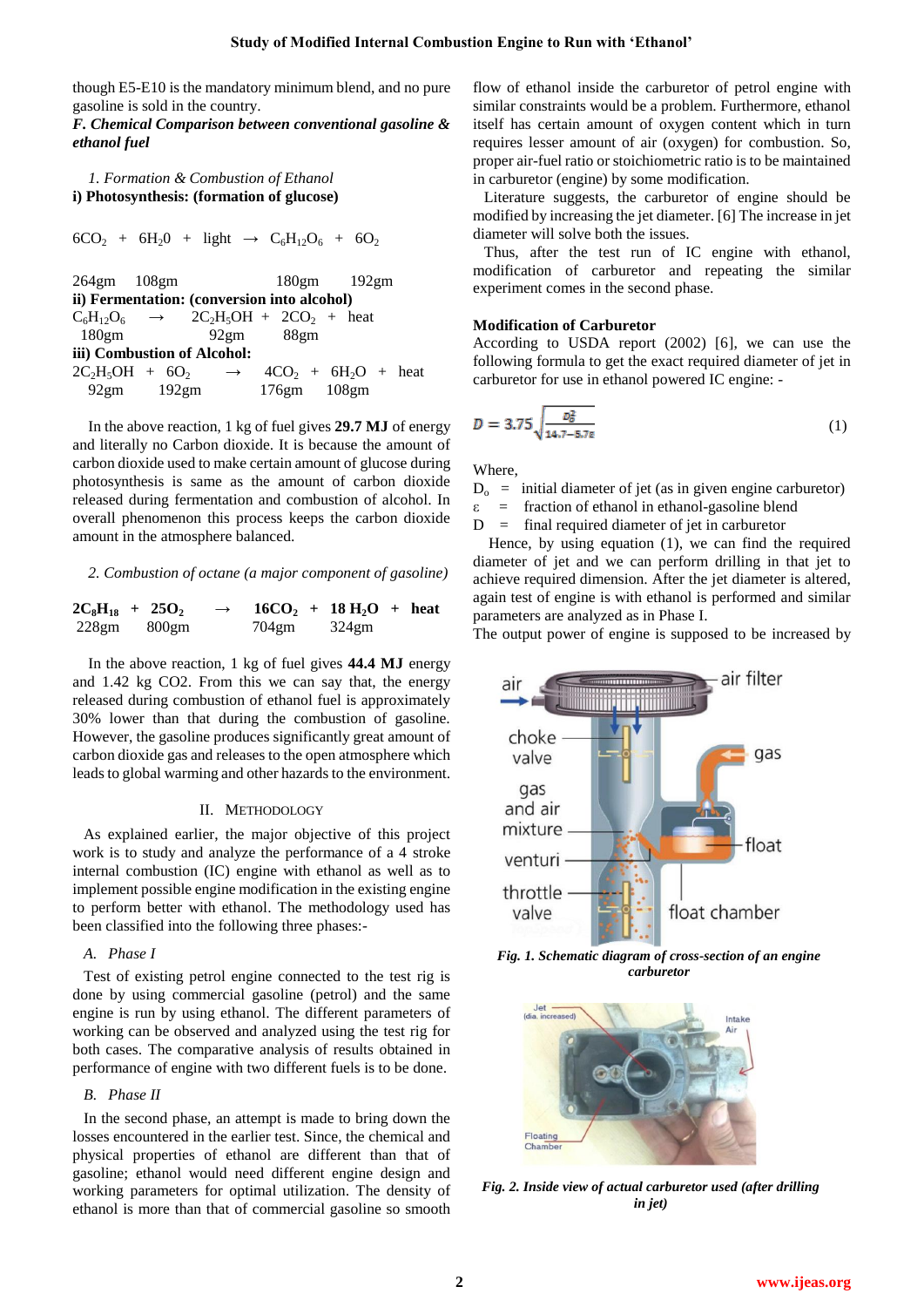though E5-E10 is the mandatory minimum blend, and no pure gasoline is sold in the country.

***F. Chemical Comparison between conventional gasoline & ethanol fuel***

*1. Formation & Combustion of Ethanol*

**i) Photosynthesis: (formation of glucose)**

$$6CO_2 + 6H_2O + \text{light} \rightarrow C_6H_{12}O_6 + 6O_2$$

264gm 108gm 180gm 192gm

**ii) Fermentation: (conversion into alcohol)**

$$C_6H_{12}O_6 \rightarrow 2C_2H_5OH + 2CO_2 + \text{heat}$$

180gm 92gm 88gm

**iii) Combustion of Alcohol:**

$$2C_2H_5OH + 6O_2 \rightarrow 4CO_2 + 6H_2O + \text{heat}$$

92gm 192gm 176gm 108gm

In the above reaction, 1 kg of fuel gives **29.7 MJ** of energy and literally no Carbon dioxide. It is because the amount of carbon dioxide used to make certain amount of glucose during photosynthesis is same as the amount of carbon dioxide released during fermentation and combustion of alcohol. In overall phenomenon this process keeps the carbon dioxide amount in the atmosphere balanced.

*2. Combustion of octane (a major component of gasoline)*

$$2C_8H_{18} + 25O_2 \rightarrow 16CO_2 + 18H_2O + \text{heat}$$

228gm 800gm 704gm 324gm

In the above reaction, 1 kg of fuel gives **44.4 MJ** energy and 1.42 kg CO2. From this we can say that, the energy released during combustion of ethanol fuel is approximately 30% lower than that during the combustion of gasoline. However, the gasoline produces significantly great amount of carbon dioxide gas and releases to the open atmosphere which leads to global warming and other hazards to the environment.

## II. Methodology

As explained earlier, the major objective of this project work is to study and analyze the performance of a 4 stroke internal combustion (IC) engine with ethanol as well as to implement possible engine modification in the existing engine to perform better with ethanol. The methodology used has been classified into the following three phases:-

### *A. Phase I*

Test of existing petrol engine connected to the test rig is done by using commercial gasoline (petrol) and the same engine is run by using ethanol. The different parameters of working can be observed and analyzed using the test rig for both cases. The comparative analysis of results obtained in performance of engine with two different fuels is to be done.

### *B. Phase II*

In the second phase, an attempt is made to bring down the losses encountered in the earlier test. Since, the chemical and physical properties of ethanol are different than that of gasoline; ethanol would need different engine design and working parameters for optimal utilization. The density of ethanol is more than that of commercial gasoline so smooth flow of ethanol inside the carburetor of petrol engine with similar constraints would be a problem. Furthermore, ethanol itself has certain amount of oxygen content which in turn requires lesser amount of air (oxygen) for combustion. So, proper air-fuel ratio or stoichiometric ratio is to be maintained in carburetor (engine) by some modification.

Literature suggests, the carburetor of engine should be modified by increasing the jet diameter. [6] The increase in jet diameter will solve both the issues.

Thus, after the test run of IC engine with ethanol, modification of carburetor and repeating the similar experiment comes in the second phase.

**Modification of Carburetor**

According to USDA report (2002) [6], we can use the following formula to get the exact required diameter of jet in carburetor for use in ethanol powered IC engine: -

$$D = 3.75\sqrt{\frac{D_o^2}{14.7 - 5.7\varepsilon}} \tag{1}$$

Where,

$D_o$ = initial diameter of jet (as in given engine carburetor)

$\varepsilon$ = fraction of ethanol in ethanol-gasoline blend

D = final required diameter of jet in carburetor

Hence, by using equation (1), we can find the required diameter of jet and we can perform drilling in that jet to achieve required dimension. After the jet diameter is altered, again test of engine is with ethanol is performed and similar parameters are analyzed as in Phase I.

The output power of engine is supposed to be increased by

*Fig. 1. Schematic diagram of cross-section of an engine carburetor*

*Fig. 2. Inside view of actual carburetor used (after drilling in jet)*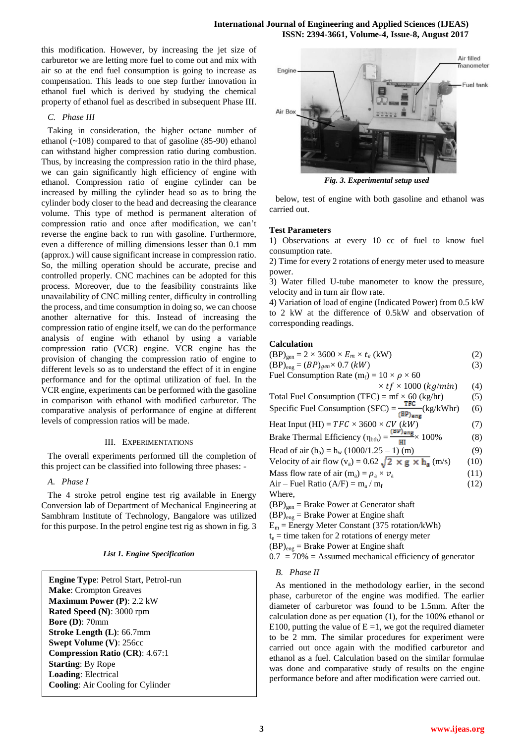this modification. However, by increasing the jet size of carburetor we are letting more fuel to come out and mix with air so at the end fuel consumption is going to increase as compensation. This leads to one step further innovation in ethanol fuel which is derived by studying the chemical property of ethanol fuel as described in subsequent Phase III.

### C. Phase III

Taking in consideration, the higher octane number of ethanol (~108) compared to that of gasoline (85-90) ethanol can withstand higher compression ratio during combustion. Thus, by increasing the compression ratio in the third phase, we can gain significantly high efficiency of engine with ethanol. Compression ratio of engine cylinder can be increased by milling the cylinder head so as to bring the cylinder body closer to the head and decreasing the clearance volume. This type of method is permanent alteration of compression ratio and once after modification, we can't reverse the engine back to run with gasoline. Furthermore, even a difference of milling dimensions lesser than 0.1 mm (approx.) will cause significant increase in compression ratio. So, the milling operation should be accurate, precise and controlled properly. CNC machines can be adopted for this process. Moreover, due to the feasibility constraints like unavailability of CNC milling center, difficulty in controlling the process, and time consumption in doing so, we can choose another alternative for this. Instead of increasing the compression ratio of engine itself, we can do the performance analysis of engine with ethanol by using a variable compression ratio (VCR) engine. VCR engine has the provision of changing the compression ratio of engine to different levels so as to understand the effect of it in engine performance and for the optimal utilization of fuel. In the VCR engine, experiments can be performed with the gasoline in comparison with ethanol with modified carburetor. The comparative analysis of performance of engine at different levels of compression ratios will be made.

## III. Experimentations

The overall experiments performed till the completion of this project can be classified into following three phases: -

### A. Phase I

The 4 stroke petrol engine test rig available in Energy Conversion lab of Department of Mechanical Engineering at Sambhram Institute of Technology, Bangalore was utilized for this purpose. In the petrol engine test rig as shown in fig. 3

***List 1. Engine Specification***

**Engine Type**: Petrol Start, Petrol-run
**Make**: Crompton Greaves
**Maximum Power (P)**: 2.2 kW
**Rated Speed (N)**: 3000 rpm
**Bore (D)**: 70mm
**Stroke Length (L)**: 66.7mm
**Swept Volume (V)**: 256cc
**Compression Ratio (CR)**: 4.67:1
**Starting**: By Rope
**Loading**: Electrical
**Cooling**: Air Cooling for Cylinder

Engine, Air Box, Air filled manometer, Fuel tank

***Fig. 3. Experimental setup used***

below, test of engine with both gasoline and ethanol was carried out.

**Test Parameters**

1) Observations at every 10 cc of fuel to know fuel consumption rate.
2) Time for every 2 rotations of energy meter used to measure power.
3) Water filled U-tube manometer to know the pressure, velocity and in turn air flow rate.
4) Variation of load of engine (Indicated Power) from 0.5 kW to 2 kW at the difference of 0.5kW and observation of corresponding readings.

**Calculation**

$$(BP)_{gen} = 2 \times 3600 \times E_m \times t_e \text{ (kW)} \quad (2)$$

$$(BP)_{eng} = (BP)_{gen} \times 0.7 \ (kW) \quad (3)$$

$$\text{Fuel Consumption Rate } (m_f) = 10 \times \rho \times 60 \times tf \times 1000 \ (kg/min) \quad (4)$$

$$\text{Total Fuel Consumption (TFC)} = mf \times 60 \text{ (kg/hr)} \quad (5)$$

$$\text{Specific Fuel Consumption (SFC)} = \frac{TFC}{(BP)_{eng}} \text{(kg/kWhr)} \quad (6)$$

$$\text{Heat Input (HI)} = TFC \times 3600 \times CV \ (kW) \quad (7)$$

$$\text{Brake Thermal Efficiency } (\eta_{bth}) = \frac{(BP)_{eng}}{HI} \times 100\% \quad (8)$$

$$\text{Head of air } (h_a) = h_w \ (1000/1.25 - 1) \text{ (m)} \quad (9)$$

$$\text{Velocity of air flow } (v_a) = 0.62 \sqrt{2 \times g \times h_a} \text{ (m/s)} \quad (10)$$

$$\text{Mass flow rate of air } (m_a) = \rho_a \times v_a \quad (11)$$

$$\text{Air – Fuel Ratio (A/F)} = m_a / m_f \quad (12)$$

Where,

$(BP)_{gen}$ = Brake Power at Generator shaft
$(BP)_{eng}$ = Brake Power at Engine shaft
$E_m$ = Energy Meter Constant (375 rotation/kWh)
$t_e$ = time taken for 2 rotations of energy meter
$(BP)_{eng}$ = Brake Power at Engine shaft
0.7 = 70% = Assumed mechanical efficiency of generator

### B. Phase II

As mentioned in the methodology earlier, in the second phase, carburetor of the engine was modified. The earlier diameter of carburetor was found to be 1.5mm. After the calculation done as per equation (1), for the 100% ethanol or E100, putting the value of E =1, we got the required diameter to be 2 mm. The similar procedures for experiment were carried out once again with the modified carburetor and ethanol as a fuel. Calculation based on the similar formulae was done and comparative study of results on the engine performance before and after modification were carried out.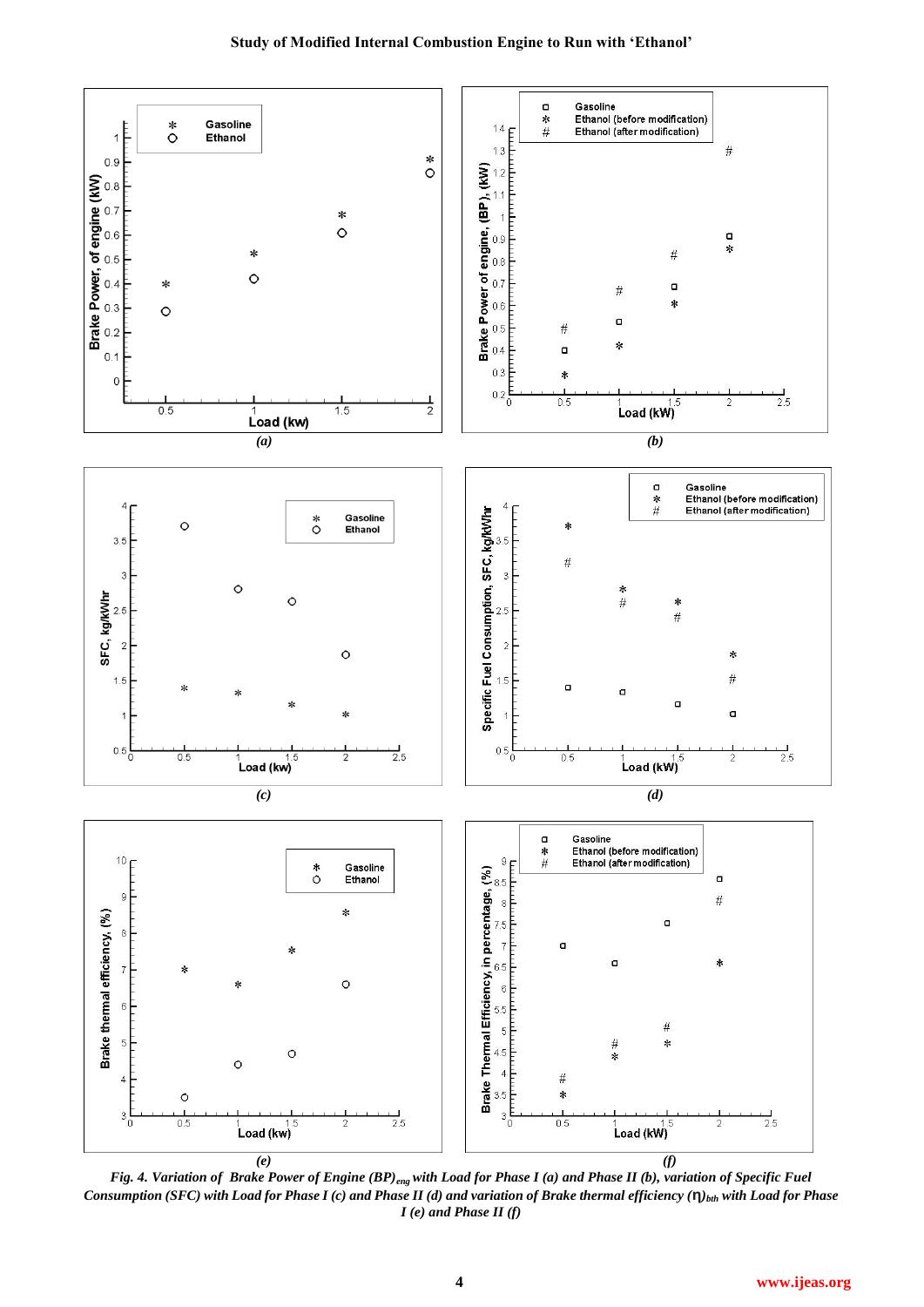*Fig. 4. Variation of Brake Power of Engine $(BP)_{eng}$ with Load for Phase I (a) and Phase II (b), variation of Specific Fuel Consumption (SFC) with Load for Phase I (c) and Phase II (d) and variation of Brake thermal efficiency $(\eta)_{bth}$ with Load for Phase I (e) and Phase II (f)*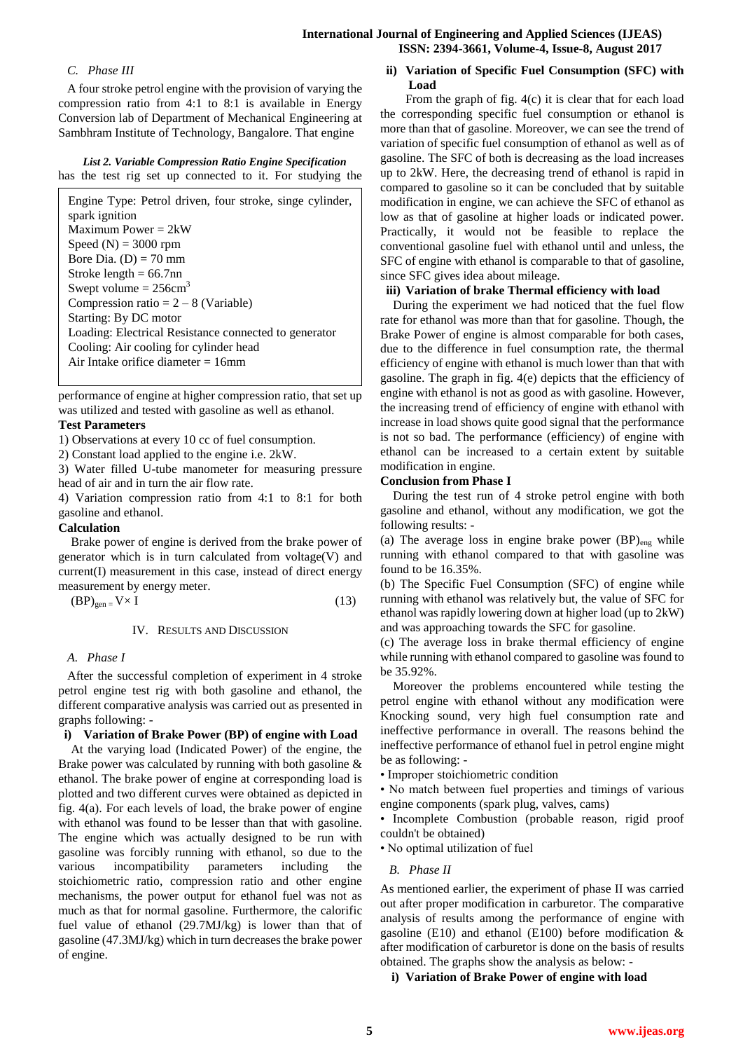*C. Phase III*

A four stroke petrol engine with the provision of varying the compression ratio from 4:1 to 8:1 is available in Energy Conversion lab of Department of Mechanical Engineering at Sambhram Institute of Technology, Bangalore. That engine has the test rig set up connected to it. For studying the performance of engine at higher compression ratio, that set up was utilized and tested with gasoline as well as ethanol.

***List 2. Variable Compression Ratio Engine Specification***

Engine Type: Petrol driven, four stroke, singe cylinder, spark ignition
Maximum Power = 2kW
Speed (N) = 3000 rpm
Bore Dia. (D) = 70 mm
Stroke length = 66.7nn
Swept volume = 256cm$^3$
Compression ratio = 2 – 8 (Variable)
Starting: By DC motor
Loading: Electrical Resistance connected to generator
Cooling: Air cooling for cylinder head
Air Intake orifice diameter = 16mm

**Test Parameters**

1) Observations at every 10 cc of fuel consumption.
2) Constant load applied to the engine i.e. 2kW.
3) Water filled U-tube manometer for measuring pressure head of air and in turn the air flow rate.
4) Variation compression ratio from 4:1 to 8:1 for both gasoline and ethanol.

**Calculation**

Brake power of engine is derived from the brake power of generator which is in turn calculated from voltage(V) and current(I) measurement in this case, instead of direct energy measurement by energy meter.

$$(BP)_{gen} = V \times I \tag{13}$$

## IV. Results and Discussion

*A. Phase I*

After the successful completion of experiment in 4 stroke petrol engine test rig with both gasoline and ethanol, the different comparative analysis was carried out as presented in graphs following: -

**i) Variation of Brake Power (BP) of engine with Load**

At the varying load (Indicated Power) of the engine, the Brake power was calculated by running with both gasoline & ethanol. The brake power of engine at corresponding load is plotted and two different curves were obtained as depicted in fig. 4(a). For each levels of load, the brake power of engine with ethanol was found to be lesser than that with gasoline. The engine which was actually designed to be run with gasoline was forcibly running with ethanol, so due to the various incompatibility parameters including the stoichiometric ratio, compression ratio and other engine mechanisms, the power output for ethanol fuel was not as much as that for normal gasoline. Furthermore, the calorific fuel value of ethanol (29.7MJ/kg) is lower than that of gasoline (47.3MJ/kg) which in turn decreases the brake power of engine.

**ii) Variation of Specific Fuel Consumption (SFC) with Load**

From the graph of fig. 4(c) it is clear that for each load the corresponding specific fuel consumption or ethanol is more than that of gasoline. Moreover, we can see the trend of variation of specific fuel consumption of ethanol as well as of gasoline. The SFC of both is decreasing as the load increases up to 2kW. Here, the decreasing trend of ethanol is rapid in compared to gasoline so it can be concluded that by suitable modification in engine, we can achieve the SFC of ethanol as low as that of gasoline at higher loads or indicated power. Practically, it would not be feasible to replace the conventional gasoline fuel with ethanol until and unless, the SFC of engine with ethanol is comparable to that of gasoline, since SFC gives idea about mileage.

**iii) Variation of brake Thermal efficiency with load**

During the experiment we had noticed that the fuel flow rate for ethanol was more than that for gasoline. Though, the Brake Power of engine is almost comparable for both cases, due to the difference in fuel consumption rate, the thermal efficiency of engine with ethanol is much lower than that with gasoline. The graph in fig. 4(e) depicts that the efficiency of engine with ethanol is not as good as with gasoline. However, the increasing trend of efficiency of engine with ethanol with increase in load shows quite good signal that the performance is not so bad. The performance (efficiency) of engine with ethanol can be increased to a certain extent by suitable modification in engine.

**Conclusion from Phase I**

During the test run of 4 stroke petrol engine with both gasoline and ethanol, without any modification, we got the following results: -

(a) The average loss in engine brake power $(BP)_{eng}$ while running with ethanol compared to that with gasoline was found to be 16.35%.

(b) The Specific Fuel Consumption (SFC) of engine while running with ethanol was relatively but, the value of SFC for ethanol was rapidly lowering down at higher load (up to 2kW) and was approaching towards the SFC for gasoline.

(c) The average loss in brake thermal efficiency of engine while running with ethanol compared to gasoline was found to be 35.92%.

Moreover the problems encountered while testing the petrol engine with ethanol without any modification were Knocking sound, very high fuel consumption rate and ineffective performance in overall. The reasons behind the ineffective performance of ethanol fuel in petrol engine might be as following: -

- Improper stoichiometric condition
- No match between fuel properties and timings of various engine components (spark plug, valves, cams)
- Incomplete Combustion (probable reason, rigid proof couldn't be obtained)
- No optimal utilization of fuel

*B. Phase II*

As mentioned earlier, the experiment of phase II was carried out after proper modification in carburetor. The comparative analysis of results among the performance of engine with gasoline (E10) and ethanol (E100) before modification & after modification of carburetor is done on the basis of results obtained. The graphs show the analysis as below: -

**i) Variation of Brake Power of engine with load**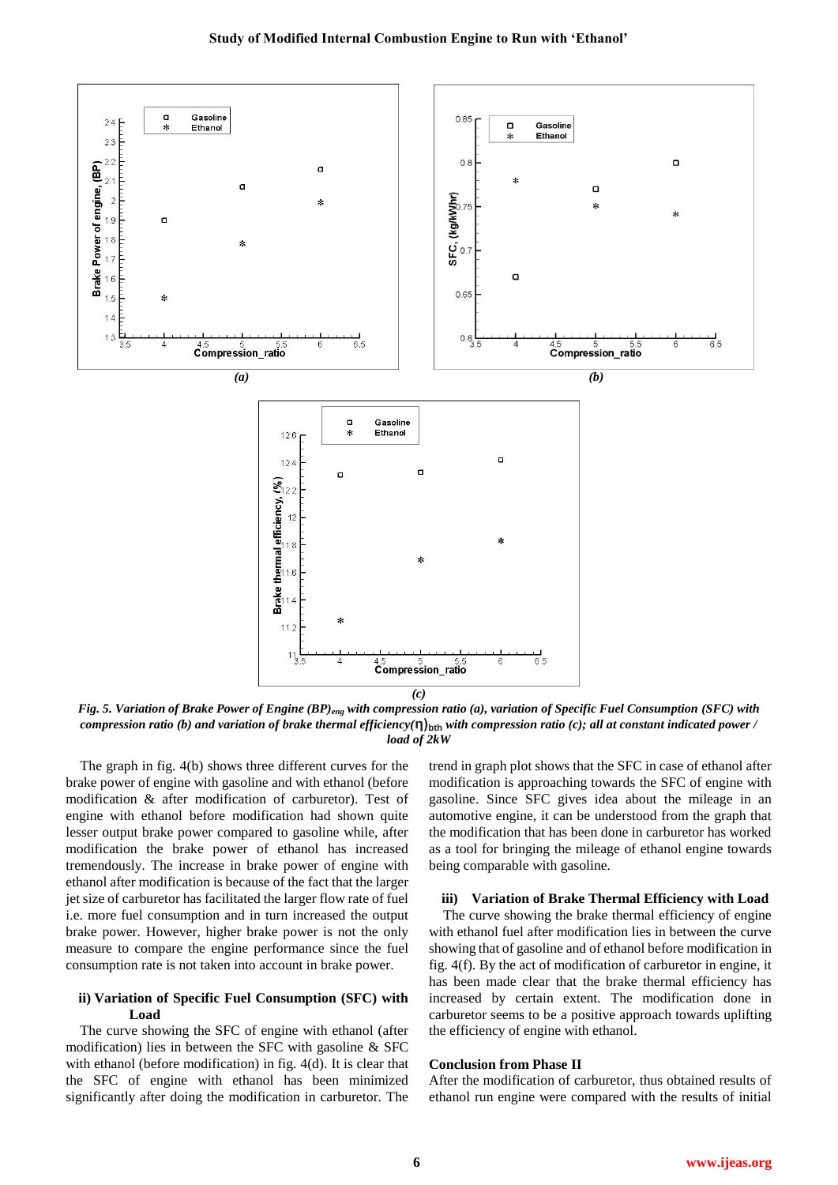*Fig. 5. Variation of Brake Power of Engine $(BP)_{eng}$ with compression ratio (a), variation of Specific Fuel Consumption (SFC) with compression ratio (b) and variation of brake thermal efficiency$(\eta)_{bth}$ with compression ratio (c); all at constant indicated power / load of 2kW*

The graph in fig. 4(b) shows three different curves for the brake power of engine with gasoline and with ethanol (before modification & after modification of carburetor). Test of engine with ethanol before modification had shown quite lesser output brake power compared to gasoline while, after modification the brake power of ethanol has increased tremendously. The increase in brake power of engine with ethanol after modification is because of the fact that the larger jet size of carburetor has facilitated the larger flow rate of fuel i.e. more fuel consumption and in turn increased the output brake power. However, higher brake power is not the only measure to compare the engine performance since the fuel consumption rate is not taken into account in brake power.

### ii) Variation of Specific Fuel Consumption (SFC) with Load

The curve showing the SFC of engine with ethanol (after modification) lies in between the SFC with gasoline & SFC with ethanol (before modification) in fig. 4(d). It is clear that the SFC of engine with ethanol has been minimized significantly after doing the modification in carburetor. The trend in graph plot shows that the SFC in case of ethanol after modification is approaching towards the SFC of engine with gasoline. Since SFC gives idea about the mileage in an automotive engine, it can be understood from the graph that the modification that has been done in carburetor has worked as a tool for bringing the mileage of ethanol engine towards being comparable with gasoline.

### iii) Variation of Brake Thermal Efficiency with Load

The curve showing the brake thermal efficiency of engine with ethanol fuel after modification lies in between the curve showing that of gasoline and of ethanol before modification in fig. 4(f). By the act of modification of carburetor in engine, it has been made clear that the brake thermal efficiency has increased by certain extent. The modification done in carburetor seems to be a positive approach towards uplifting the efficiency of engine with ethanol.

### Conclusion from Phase II

After the modification of carburetor, thus obtained results of ethanol run engine were compared with the results of initial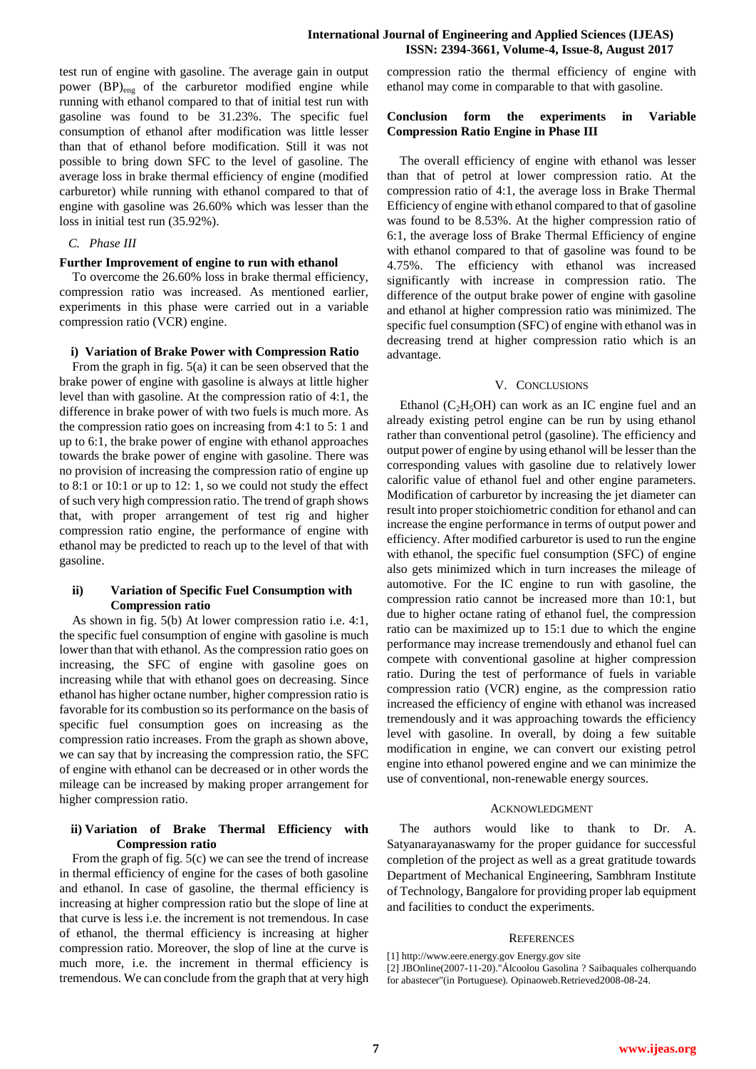test run of engine with gasoline. The average gain in output power $(BP)_{eng}$ of the carburetor modified engine while running with ethanol compared to that of initial test run with gasoline was found to be 31.23%. The specific fuel consumption of ethanol after modification was little lesser than that of ethanol before modification. Still it was not possible to bring down SFC to the level of gasoline. The average loss in brake thermal efficiency of engine (modified carburetor) while running with ethanol compared to that of engine with gasoline was 26.60% which was lesser than the loss in initial test run (35.92%).

### *C. Phase III*

**Further Improvement of engine to run with ethanol**

To overcome the 26.60% loss in brake thermal efficiency, compression ratio was increased. As mentioned earlier, experiments in this phase were carried out in a variable compression ratio (VCR) engine.

**i) Variation of Brake Power with Compression Ratio**

From the graph in fig. 5(a) it can be seen observed that the brake power of engine with gasoline is always at little higher level than with gasoline. At the compression ratio of 4:1, the difference in brake power of with two fuels is much more. As the compression ratio goes on increasing from 4:1 to 5: 1 and up to 6:1, the brake power of engine with ethanol approaches towards the brake power of engine with gasoline. There was no provision of increasing the compression ratio of engine up to 8:1 or 10:1 or up to 12: 1, so we could not study the effect of such very high compression ratio. The trend of graph shows that, with proper arrangement of test rig and higher compression ratio engine, the performance of engine with ethanol may be predicted to reach up to the level of that with gasoline.

**ii) Variation of Specific Fuel Consumption with Compression ratio**

As shown in fig. 5(b) At lower compression ratio i.e. 4:1, the specific fuel consumption of engine with gasoline is much lower than that with ethanol. As the compression ratio goes on increasing, the SFC of engine with gasoline goes on increasing while that with ethanol goes on decreasing. Since ethanol has higher octane number, higher compression ratio is favorable for its combustion so its performance on the basis of specific fuel consumption goes on increasing as the compression ratio increases. From the graph as shown above, we can say that by increasing the compression ratio, the SFC of engine with ethanol can be decreased or in other words the mileage can be increased by making proper arrangement for higher compression ratio.

**ii) Variation of Brake Thermal Efficiency with Compression ratio**

From the graph of fig. 5(c) we can see the trend of increase in thermal efficiency of engine for the cases of both gasoline and ethanol. In case of gasoline, the thermal efficiency is increasing at higher compression ratio but the slope of line at that curve is less i.e. the increment is not tremendous. In case of ethanol, the thermal efficiency is increasing at higher compression ratio. Moreover, the slop of line at the curve is much more, i.e. the increment in thermal efficiency is tremendous. We can conclude from the graph that at very high compression ratio the thermal efficiency of engine with ethanol may come in comparable to that with gasoline.

**Conclusion form the experiments in Variable Compression Ratio Engine in Phase III**

The overall efficiency of engine with ethanol was lesser than that of petrol at lower compression ratio. At the compression ratio of 4:1, the average loss in Brake Thermal Efficiency of engine with ethanol compared to that of gasoline was found to be 8.53%. At the higher compression ratio of 6:1, the average loss of Brake Thermal Efficiency of engine with ethanol compared to that of gasoline was found to be 4.75%. The efficiency with ethanol was increased significantly with increase in compression ratio. The difference of the output brake power of engine with gasoline and ethanol at higher compression ratio was minimized. The specific fuel consumption (SFC) of engine with ethanol was in decreasing trend at higher compression ratio which is an advantage.

## V. Conclusions

Ethanol ($C_2H_5OH$) can work as an IC engine fuel and an already existing petrol engine can be run by using ethanol rather than conventional petrol (gasoline). The efficiency and output power of engine by using ethanol will be lesser than the corresponding values with gasoline due to relatively lower calorific value of ethanol fuel and other engine parameters. Modification of carburetor by increasing the jet diameter can result into proper stoichiometric condition for ethanol and can increase the engine performance in terms of output power and efficiency. After modified carburetor is used to run the engine with ethanol, the specific fuel consumption (SFC) of engine also gets minimized which in turn increases the mileage of automotive. For the IC engine to run with gasoline, the compression ratio cannot be increased more than 10:1, but due to higher octane rating of ethanol fuel, the compression ratio can be maximized up to 15:1 due to which the engine performance may increase tremendously and ethanol fuel can compete with conventional gasoline at higher compression ratio. During the test of performance of fuels in variable compression ratio (VCR) engine, as the compression ratio increased the efficiency of engine with ethanol was increased tremendously and it was approaching towards the efficiency level with gasoline. In overall, by doing a few suitable modification in engine, we can convert our existing petrol engine into ethanol powered engine and we can minimize the use of conventional, non-renewable energy sources.

## Acknowledgment

The authors would like to thank to Dr. A. Satyanarayanaswamy for the proper guidance for successful completion of the project as well as a great gratitude towards Department of Mechanical Engineering, Sambhram Institute of Technology, Bangalore for providing proper lab equipment and facilities to conduct the experiments.

## References

[1] http://www.eere.energy.gov Energy.gov site

[2] JBOnline(2007-11-20)."Álcoolou Gasolina ? Saibaquales colherquando for abastecer"(in Portuguese). Opinaoweb.Retrieved2008-08-24.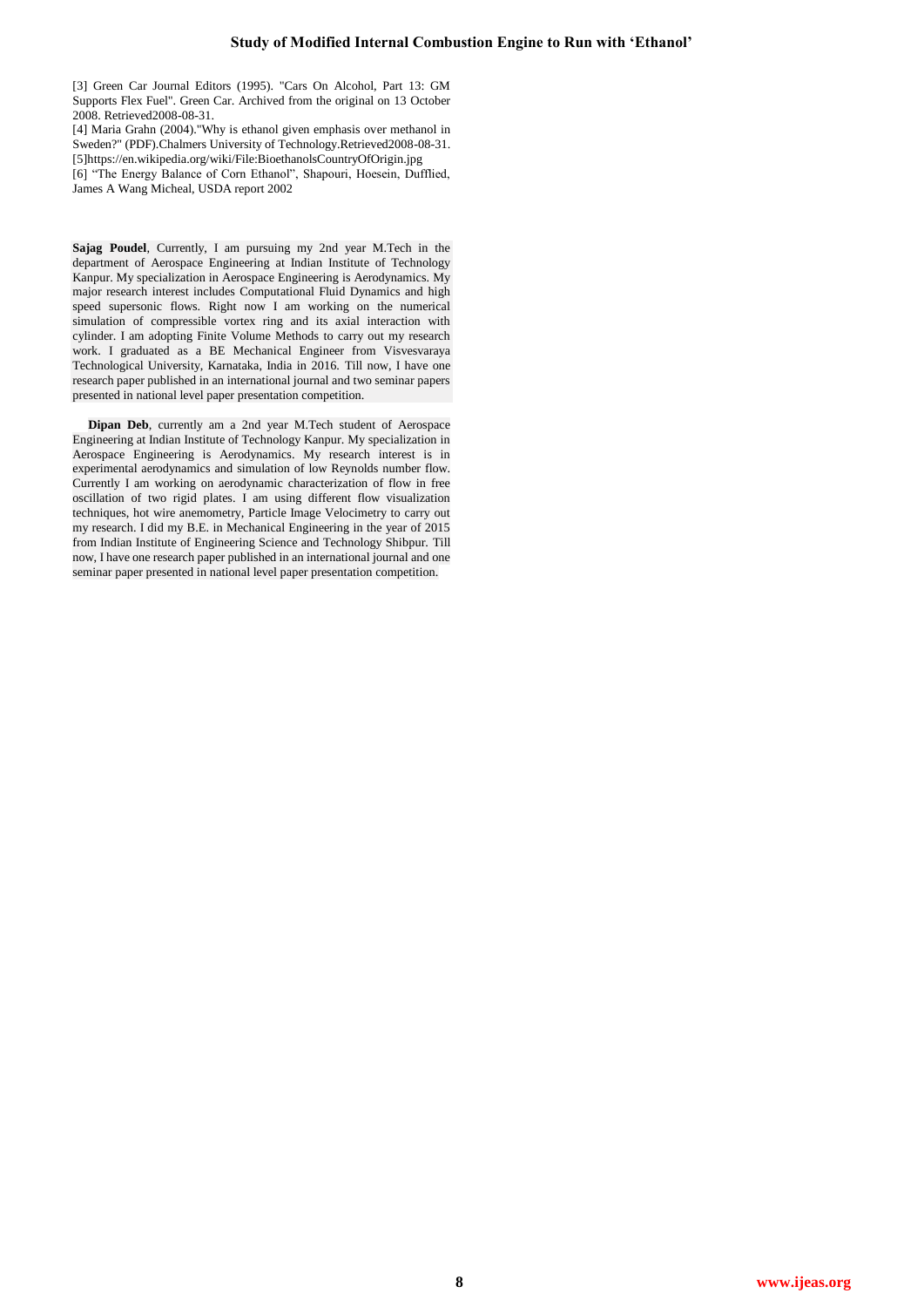[3] Green Car Journal Editors (1995). "Cars On Alcohol, Part 13: GM Supports Flex Fuel". Green Car. Archived from the original on 13 October 2008. Retrieved2008-08-31.

[4] Maria Grahn (2004)."Why is ethanol given emphasis over methanol in Sweden?" (PDF).Chalmers University of Technology.Retrieved2008-08-31.

[5]https://en.wikipedia.org/wiki/File:BioethanolsCountryOfOrigin.jpg

[6] "The Energy Balance of Corn Ethanol", Shapouri, Hoesein, Dufflied, James A Wang Micheal, USDA report 2002

**Sajag Poudel**, Currently, I am pursuing my 2nd year M.Tech in the department of Aerospace Engineering at Indian Institute of Technology Kanpur. My specialization in Aerospace Engineering is Aerodynamics. My major research interest includes Computational Fluid Dynamics and high speed supersonic flows. Right now I am working on the numerical simulation of compressible vortex ring and its axial interaction with cylinder. I am adopting Finite Volume Methods to carry out my research work. I graduated as a BE Mechanical Engineer from Visvesvaraya Technological University, Karnataka, India in 2016. Till now, I have one research paper published in an international journal and two seminar papers presented in national level paper presentation competition.

**Dipan Deb**, currently am a 2nd year M.Tech student of Aerospace Engineering at Indian Institute of Technology Kanpur. My specialization in Aerospace Engineering is Aerodynamics. My research interest is in experimental aerodynamics and simulation of low Reynolds number flow. Currently I am working on aerodynamic characterization of flow in free oscillation of two rigid plates. I am using different flow visualization techniques, hot wire anemometry, Particle Image Velocimetry to carry out my research. I did my B.E. in Mechanical Engineering in the year of 2015 from Indian Institute of Engineering Science and Technology Shibpur. Till now, I have one research paper published in an international journal and one seminar paper presented in national level paper presentation competition.